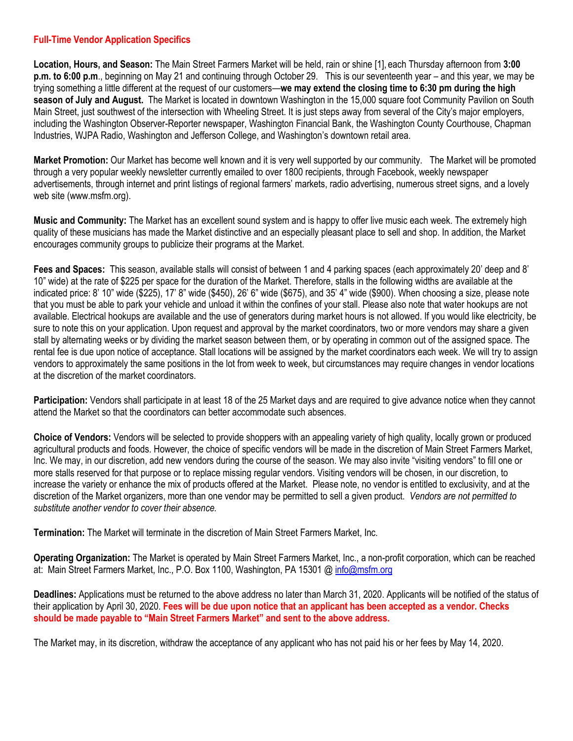## Full-Time Vendor Application Specifics

**Location, Hours, and Season:** The Main Street Farmers Market will be held, rain or shine [1], each Thursday afternoon from **3:00 p.m. to 6:00 p.m**., beginning on May 21 and continuing through October 29. This is our seventeenth year – and this year, we may be trying something a little different at the request of our customers—**we may extend the closing time to 6:30 pm during the high season of July and August.** The Market is located in downtown Washington in the 15,000 square foot Community Pavilion on South Main Street, just southwest of the intersection with Wheeling Street. It is just steps away from several of the City's major employers, including the Washington Observer-Reporter newspaper, Washington Financial Bank, the Washington County Courthouse, Chapman Industries, WJPA Radio, Washington and Jefferson College, and Washington's downtown retail area.

**Market Promotion:** Our Market has become well known and it is very well supported by our community. The Market will be promoted through a very popular weekly newsletter currently emailed to over 1800 recipients, through Facebook, weekly newspaper advertisements, through internet and print listings of regional farmers' markets, radio advertising, numerous street signs, and a lovely web site (www.msfm.org).

**Music and Community:** The Market has an excellent sound system and is happy to offer live music each week. The extremely high quality of these musicians has made the Market distinctive and an especially pleasant place to sell and shop. In addition, the Market encourages community groups to publicize their programs at the Market.

**Fees and Spaces:** This season, available stalls will consist of between 1 and 4 parking spaces (each approximately 20' deep and 8' 10" wide) at the rate of $225 per space for the duration of the Market. Therefore, stalls in the following widths are available at the indicated price: 8' 10" wide ($225), 17' 8" wide ($450), 26' 6" wide ($675), and 35' 4" wide ($900). When choosing a size, please note that you must be able to park your vehicle and unload it within the confines of your stall. Please also note that water hookups are not available. Electrical hookups are available and the use of generators during market hours is not allowed. If you would like electricity, be sure to note this on your application. Upon request and approval by the market coordinators, two or more vendors may share a given stall by alternating weeks or by dividing the market season between them, or by operating in common out of the assigned space. The rental fee is due upon notice of acceptance. Stall locations will be assigned by the market coordinators each week. We will try to assign vendors to approximately the same positions in the lot from week to week, but circumstances may require changes in vendor locations at the discretion of the market coordinators.

**Participation:** Vendors shall participate in at least 18 of the 25 Market days and are required to give advance notice when they cannot attend the Market so that the coordinators can better accommodate such absences.

**Choice of Vendors:** Vendors will be selected to provide shoppers with an appealing variety of high quality, locally grown or produced agricultural products and foods. However, the choice of specific vendors will be made in the discretion of Main Street Farmers Market, Inc. We may, in our discretion, add new vendors during the course of the season. We may also invite "visiting vendors" to fill one or more stalls reserved for that purpose or to replace missing regular vendors. Visiting vendors will be chosen, in our discretion, to increase the variety or enhance the mix of products offered at the Market. Please note, no vendor is entitled to exclusivity, and at the discretion of the Market organizers, more than one vendor may be permitted to sell a given product. *Vendors are not permitted to substitute another vendor to cover their absence.*

**Termination:** The Market will terminate in the discretion of Main Street Farmers Market, Inc.

**Operating Organization:** The Market is operated by Main Street Farmers Market, Inc., a non-profit corporation, which can be reached at: Main Street Farmers Market, Inc., P.O. Box 1100, Washington, PA 15301 @ info@msfm.org

**Deadlines:** Applications must be returned to the above address no later than March 31, 2020. Applicants will be notified of the status of their application by April 30, 2020. **Fees will be due upon notice that an applicant has been accepted as a vendor. Checks should be made payable to "Main Street Farmers Market" and sent to the above address.**

The Market may, in its discretion, withdraw the acceptance of any applicant who has not paid his or her fees by May 14, 2020.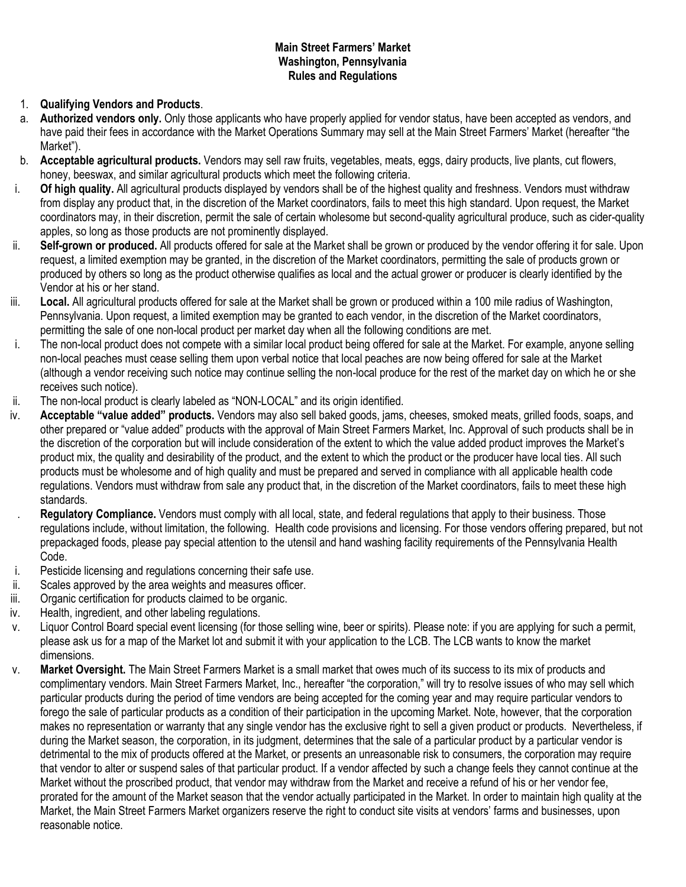**Main Street Farmers' Market**
**Washington, Pennsylvania**
**Rules and Regulations**

1. **Qualifying Vendors and Products**.
   a. **Authorized vendors only.** Only those applicants who have properly applied for vendor status, have been accepted as vendors, and have paid their fees in accordance with the Market Operations Summary may sell at the Main Street Farmers' Market (hereafter "the Market").
   b. **Acceptable agricultural products.** Vendors may sell raw fruits, vegetables, meats, eggs, dairy products, live plants, cut flowers, honey, beeswax, and similar agricultural products which meet the following criteria.
      i. **Of high quality.** All agricultural products displayed by vendors shall be of the highest quality and freshness. Vendors must withdraw from display any product that, in the discretion of the Market coordinators, fails to meet this high standard. Upon request, the Market coordinators may, in their discretion, permit the sale of certain wholesome but second-quality agricultural produce, such as cider-quality apples, so long as those products are not prominently displayed.
      ii. **Self-grown or produced.** All products offered for sale at the Market shall be grown or produced by the vendor offering it for sale. Upon request, a limited exemption may be granted, in the discretion of the Market coordinators, permitting the sale of products grown or produced by others so long as the product otherwise qualifies as local and the actual grower or producer is clearly identified by the Vendor at his or her stand.
      iii. **Local.** All agricultural products offered for sale at the Market shall be grown or produced within a 100 mile radius of Washington, Pennsylvania. Upon request, a limited exemption may be granted to each vendor, in the discretion of the Market coordinators, permitting the sale of one non-local product per market day when all the following conditions are met.
         i. The non-local product does not compete with a similar local product being offered for sale at the Market. For example, anyone selling non-local peaches must cease selling them upon verbal notice that local peaches are now being offered for sale at the Market (although a vendor receiving such notice may continue selling the non-local produce for the rest of the market day on which he or she receives such notice).
         ii. The non-local product is clearly labeled as "NON-LOCAL" and its origin identified.
      iv. **Acceptable "value added" products.** Vendors may also sell baked goods, jams, cheeses, smoked meats, grilled foods, soaps, and other prepared or "value added" products with the approval of Main Street Farmers Market, Inc. Approval of such products shall be in the discretion of the corporation but will include consideration of the extent to which the value added product improves the Market's product mix, the quality and desirability of the product, and the extent to which the product or the producer have local ties. All such products must be wholesome and of high quality and must be prepared and served in compliance with all applicable health code regulations. Vendors must withdraw from sale any product that, in the discretion of the Market coordinators, fails to meet these high standards.
   . **Regulatory Compliance.** Vendors must comply with all local, state, and federal regulations that apply to their business. Those regulations include, without limitation, the following. Health code provisions and licensing. For those vendors offering prepared, but not prepackaged foods, please pay special attention to the utensil and hand washing facility requirements of the Pennsylvania Health Code.
      i. Pesticide licensing and regulations concerning their safe use.
      ii. Scales approved by the area weights and measures officer.
      iii. Organic certification for products claimed to be organic.
      iv. Health, ingredient, and other labeling regulations.
      v. Liquor Control Board special event licensing (for those selling wine, beer or spirits). Please note: if you are applying for such a permit, please ask us for a map of the Market lot and submit it with your application to the LCB. The LCB wants to know the market dimensions.
   v. **Market Oversight.** The Main Street Farmers Market is a small market that owes much of its success to its mix of products and complimentary vendors. Main Street Farmers Market, Inc., hereafter "the corporation," will try to resolve issues of who may sell which particular products during the period of time vendors are being accepted for the coming year and may require particular vendors to forego the sale of particular products as a condition of their participation in the upcoming Market. Note, however, that the corporation makes no representation or warranty that any single vendor has the exclusive right to sell a given product or products. Nevertheless, if during the Market season, the corporation, in its judgment, determines that the sale of a particular product by a particular vendor is detrimental to the mix of products offered at the Market, or presents an unreasonable risk to consumers, the corporation may require that vendor to alter or suspend sales of that particular product. If a vendor affected by such a change feels they cannot continue at the Market without the proscribed product, that vendor may withdraw from the Market and receive a refund of his or her vendor fee, prorated for the amount of the Market season that the vendor actually participated in the Market. In order to maintain high quality at the Market, the Main Street Farmers Market organizers reserve the right to conduct site visits at vendors' farms and businesses, upon reasonable notice.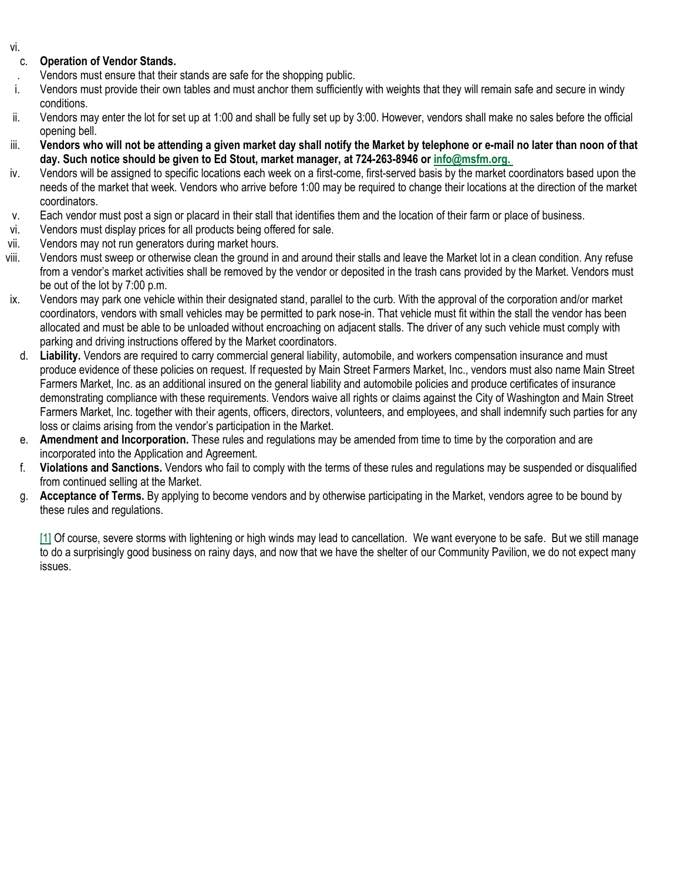vi.

c. **Operation of Vendor Stands.**

. Vendors must ensure that their stands are safe for the shopping public.

i. Vendors must provide their own tables and must anchor them sufficiently with weights that they will remain safe and secure in windy conditions.

ii. Vendors may enter the lot for set up at 1:00 and shall be fully set up by 3:00. However, vendors shall make no sales before the official opening bell.

iii. **Vendors who will not be attending a given market day shall notify the Market by telephone or e-mail no later than noon of that day. Such notice should be given to Ed Stout, market manager, at 724-263-8946 or info@msfm.org.**

iv. Vendors will be assigned to specific locations each week on a first-come, first-served basis by the market coordinators based upon the needs of the market that week. Vendors who arrive before 1:00 may be required to change their locations at the direction of the market coordinators.

v. Each vendor must post a sign or placard in their stall that identifies them and the location of their farm or place of business.

vi. Vendors must display prices for all products being offered for sale.

vii. Vendors may not run generators during market hours.

viii. Vendors must sweep or otherwise clean the ground in and around their stalls and leave the Market lot in a clean condition. Any refuse from a vendor's market activities shall be removed by the vendor or deposited in the trash cans provided by the Market. Vendors must be out of the lot by 7:00 p.m.

ix. Vendors may park one vehicle within their designated stand, parallel to the curb. With the approval of the corporation and/or market coordinators, vendors with small vehicles may be permitted to park nose-in. That vehicle must fit within the stall the vendor has been allocated and must be able to be unloaded without encroaching on adjacent stalls. The driver of any such vehicle must comply with parking and driving instructions offered by the Market coordinators.

d. **Liability.** Vendors are required to carry commercial general liability, automobile, and workers compensation insurance and must produce evidence of these policies on request. If requested by Main Street Farmers Market, Inc., vendors must also name Main Street Farmers Market, Inc. as an additional insured on the general liability and automobile policies and produce certificates of insurance demonstrating compliance with these requirements. Vendors waive all rights or claims against the City of Washington and Main Street Farmers Market, Inc. together with their agents, officers, directors, volunteers, and employees, and shall indemnify such parties for any loss or claims arising from the vendor's participation in the Market.

e. **Amendment and Incorporation.** These rules and regulations may be amended from time to time by the corporation and are incorporated into the Application and Agreement.

f. **Violations and Sanctions.** Vendors who fail to comply with the terms of these rules and regulations may be suspended or disqualified from continued selling at the Market.

g. **Acceptance of Terms.** By applying to become vendors and by otherwise participating in the Market, vendors agree to be bound by these rules and regulations.

[1] Of course, severe storms with lightening or high winds may lead to cancellation. We want everyone to be safe. But we still manage to do a surprisingly good business on rainy days, and now that we have the shelter of our Community Pavilion, we do not expect many issues.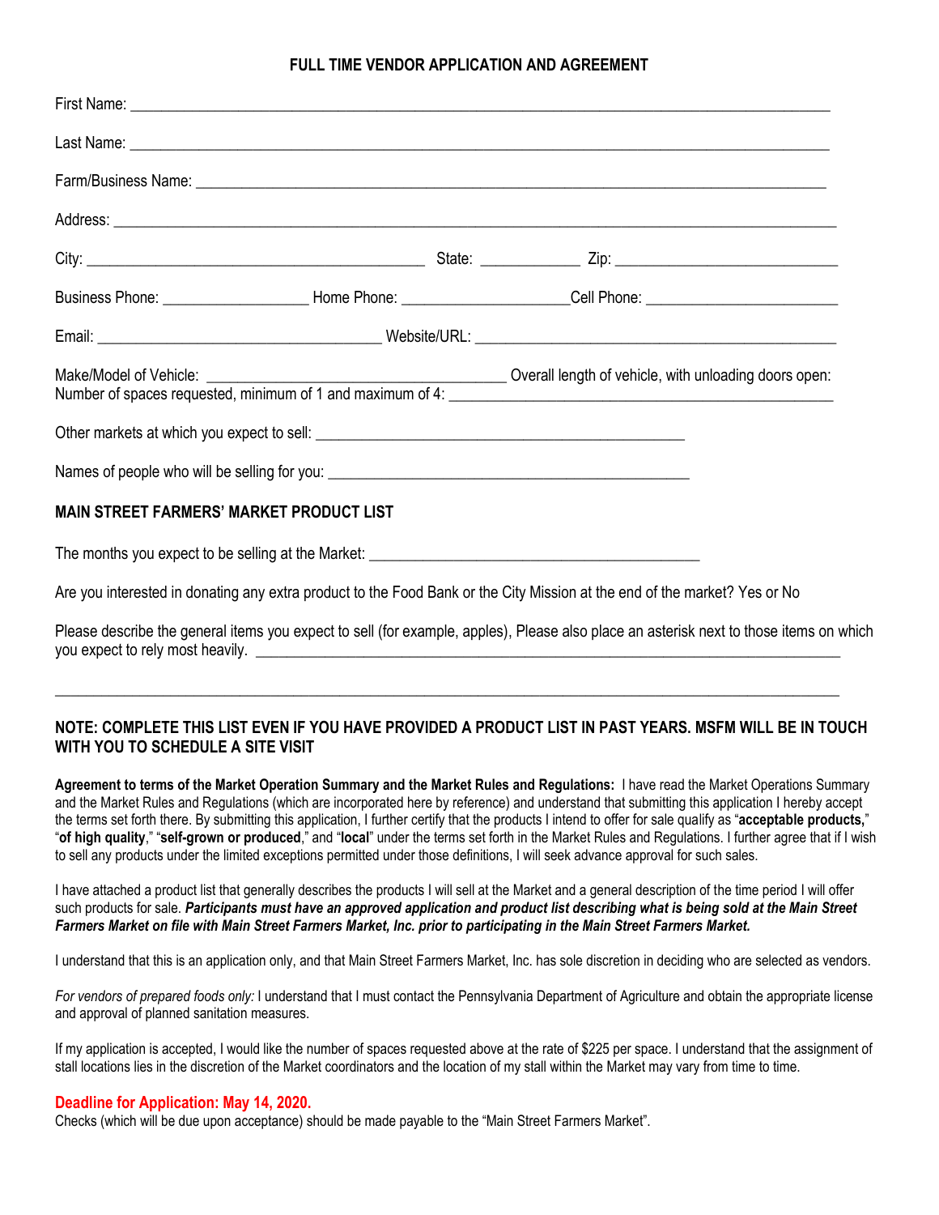# FULL TIME VENDOR APPLICATION AND AGREEMENT

First Name: ______________________________________________________________________________

Last Name: ______________________________________________________________________________

Farm/Business Name: _______________________________________________________________________

Address: ________________________________________________________________________________

City: ______________________________________ State: ____________ Zip: ___________________________

Business Phone: __________________ Home Phone: ____________________Cell Phone: ________________________

Email: __________________________________ Website/URL: __________________________________________

Make/Model of Vehicle: ____________________________________ Overall length of vehicle, with unloading doors open:
Number of spaces requested, minimum of 1 and maximum of 4: _______________________________________________

Other markets at which you expect to sell: ______________________________________________

Names of people who will be selling for you: ____________________________________________

## MAIN STREET FARMERS' MARKET PRODUCT LIST

The months you expect to be selling at the Market: __________________________________________

Are you interested in donating any extra product to the Food Bank or the City Mission at the end of the market? Yes or No

Please describe the general items you expect to sell (for example, apples), Please also place an asterisk next to those items on which you expect to rely most heavily. ___________________________________________________________________________

______________________________________________________________________________________________

**NOTE: COMPLETE THIS LIST EVEN IF YOU HAVE PROVIDED A PRODUCT LIST IN PAST YEARS. MSFM WILL BE IN TOUCH WITH YOU TO SCHEDULE A SITE VISIT**

**Agreement to terms of the Market Operation Summary and the Market Rules and Regulations:** I have read the Market Operations Summary and the Market Rules and Regulations (which are incorporated here by reference) and understand that submitting this application I hereby accept the terms set forth there. By submitting this application, I further certify that the products I intend to offer for sale qualify as "**acceptable products,**" "**of high quality**," "**self-grown or produced**," and "**local**" under the terms set forth in the Market Rules and Regulations. I further agree that if I wish to sell any products under the limited exceptions permitted under those definitions, I will seek advance approval for such sales.

I have attached a product list that generally describes the products I will sell at the Market and a general description of the time period I will offer such products for sale. ***Participants must have an approved application and product list describing what is being sold at the Main Street Farmers Market on file with Main Street Farmers Market, Inc. prior to participating in the Main Street Farmers Market.***

I understand that this is an application only, and that Main Street Farmers Market, Inc. has sole discretion in deciding who are selected as vendors.

*For vendors of prepared foods only:* I understand that I must contact the Pennsylvania Department of Agriculture and obtain the appropriate license and approval of planned sanitation measures.

If my application is accepted, I would like the number of spaces requested above at the rate of $225 per space. I understand that the assignment of stall locations lies in the discretion of the Market coordinators and the location of my stall within the Market may vary from time to time.

**Deadline for Application: May 14, 2020.**

Checks (which will be due upon acceptance) should be made payable to the "Main Street Farmers Market".